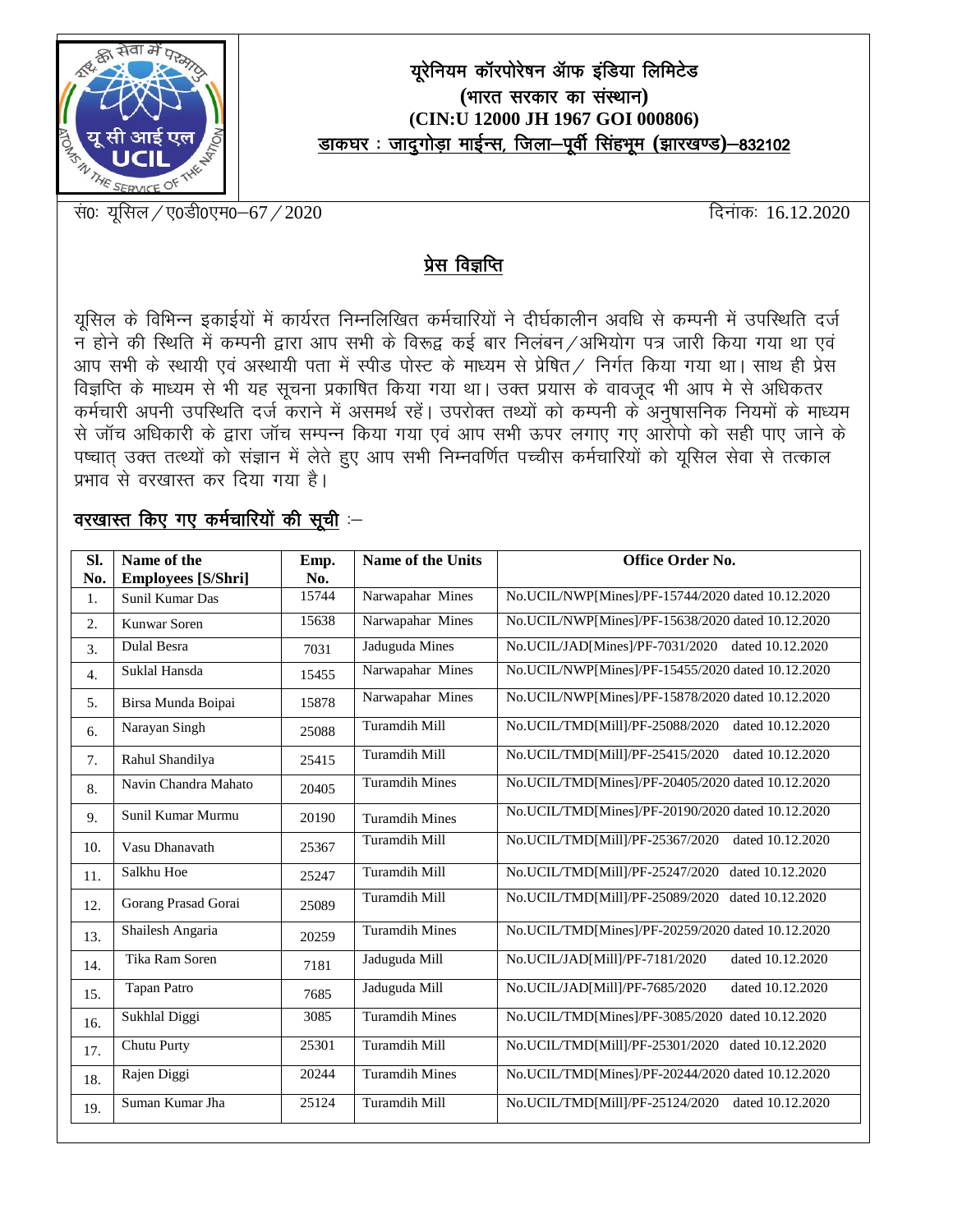# यूरेनियम कॉरपोरेषन ऑफ इंडिया लिमिटेड
## (भारत सरकार का संस्थान)
## (CIN:U 12000 JH 1967 GOI 000806)
**डाकघर : जादुगोड़ा माईन्स, जिला–पूर्वी सिंहभूम (झारखण्ड)–832102**

सं0: यूसिल / ए0डी0एम0–67 / 2020 दिनांकः 16.12.2020

## प्रेस विज्ञप्ति

यूसिल के विभिन्न इकाईयों में कार्यरत निम्नलिखित कर्मचारियों ने दीर्घकालीन अवधि से कम्पनी में उपस्थिति दर्ज न होने की स्थिति में कम्पनी द्वारा आप सभी के विरूद्व कई बार निलंबन / अभियोग पत्र जारी किया गया था एवं आप सभी के स्थायी एवं अस्थायी पता में स्पीड पोस्ट के माध्यम से प्रेषित / निर्गत किया गया था। साथ ही प्रेस विज्ञप्ति के माध्यम से भी यह सूचना प्रकाषित किया गया था। उक्त प्रयास के वावजूद भी आप मे से अधिकतर कर्मचारी अपनी उपस्थिति दर्ज कराने में असमर्थ रहें। उपरोक्त तथ्यों को कम्पनी के अनुषासनिक नियमों के माध्यम से जॉच अधिकारी के द्वारा जॉच सम्पन्न किया गया एवं आप सभी ऊपर लगाए गए आरोपो को सही पाए जाने के पष्चात् उक्त तत्थ्यों को संज्ञान में लेते हुए आप सभी निम्नवर्णित पच्चीस कर्मचारियों को यूसिल सेवा से तत्काल प्रभाव से वरखास्त कर दिया गया है।

**वरखास्त किए गए कर्मचारियों की सूची** :–

| Sl. No. | Name of the Employees [S/Shri] | Emp. No. | Name of the Units | Office Order No. |
|---|---|---|---|---|
| 1. | Sunil Kumar Das | 15744 | Narwapahar Mines | No.UCIL/NWP[Mines]/PF-15744/2020 dated 10.12.2020 |
| 2. | Kunwar Soren | 15638 | Narwapahar Mines | No.UCIL/NWP[Mines]/PF-15638/2020 dated 10.12.2020 |
| 3. | Dulal Besra | 7031 | Jaduguda Mines | No.UCIL/JAD[Mines]/PF-7031/2020 dated 10.12.2020 |
| 4. | Suklal Hansda | 15455 | Narwapahar Mines | No.UCIL/NWP[Mines]/PF-15455/2020 dated 10.12.2020 |
| 5. | Birsa Munda Boipai | 15878 | Narwapahar Mines | No.UCIL/NWP[Mines]/PF-15878/2020 dated 10.12.2020 |
| 6. | Narayan Singh | 25088 | Turamdih Mill | No.UCIL/TMD[Mill]/PF-25088/2020 dated 10.12.2020 |
| 7. | Rahul Shandilya | 25415 | Turamdih Mill | No.UCIL/TMD[Mill]/PF-25415/2020 dated 10.12.2020 |
| 8. | Navin Chandra Mahato | 20405 | Turamdih Mines | No.UCIL/TMD[Mines]/PF-20405/2020 dated 10.12.2020 |
| 9. | Sunil Kumar Murmu | 20190 | Turamdih Mines | No.UCIL/TMD[Mines]/PF-20190/2020 dated 10.12.2020 |
| 10. | Vasu Dhanavath | 25367 | Turamdih Mill | No.UCIL/TMD[Mill]/PF-25367/2020 dated 10.12.2020 |
| 11. | Salkhu Hoe | 25247 | Turamdih Mill | No.UCIL/TMD[Mill]/PF-25247/2020 dated 10.12.2020 |
| 12. | Gorang Prasad Gorai | 25089 | Turamdih Mill | No.UCIL/TMD[Mill]/PF-25089/2020 dated 10.12.2020 |
| 13. | Shailesh Angaria | 20259 | Turamdih Mines | No.UCIL/TMD[Mines]/PF-20259/2020 dated 10.12.2020 |
| 14. | Tika Ram Soren | 7181 | Jaduguda Mill | No.UCIL/JAD[Mill]/PF-7181/2020 dated 10.12.2020 |
| 15. | Tapan Patro | 7685 | Jaduguda Mill | No.UCIL/JAD[Mill]/PF-7685/2020 dated 10.12.2020 |
| 16. | Sukhlal Diggi | 3085 | Turamdih Mines | No.UCIL/TMD[Mines]/PF-3085/2020 dated 10.12.2020 |
| 17. | Chutu Purty | 25301 | Turamdih Mill | No.UCIL/TMD[Mill]/PF-25301/2020 dated 10.12.2020 |
| 18. | Rajen Diggi | 20244 | Turamdih Mines | No.UCIL/TMD[Mines]/PF-20244/2020 dated 10.12.2020 |
| 19. | Suman Kumar Jha | 25124 | Turamdih Mill | No.UCIL/TMD[Mill]/PF-25124/2020 dated 10.12.2020 |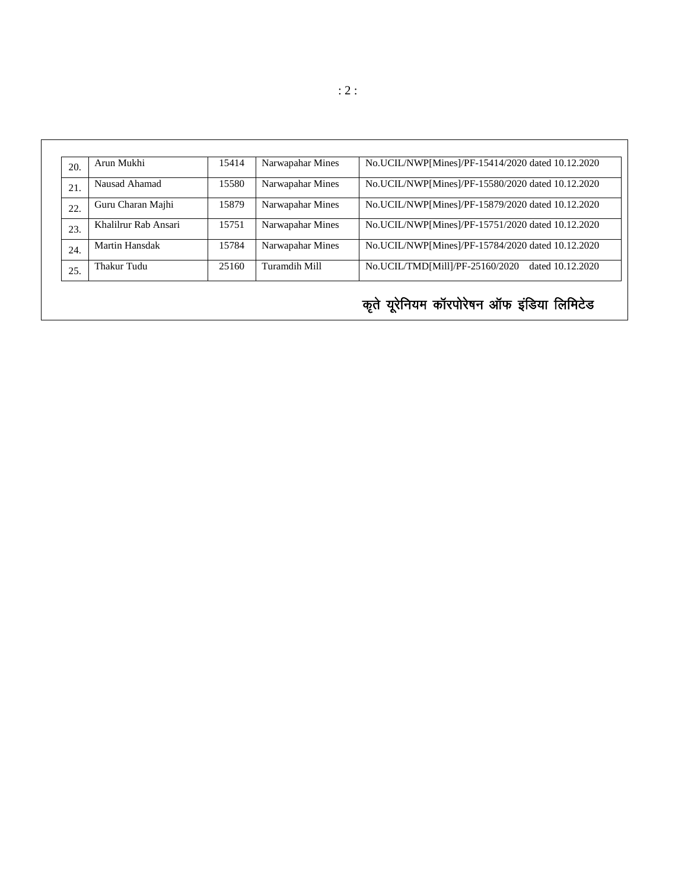| | | | | |
|---|---|---|---|---|
| 20. | Arun Mukhi | 15414 | Narwapahar Mines | No.UCIL/NWP[Mines]/PF-15414/2020 dated 10.12.2020 |
| 21. | Nausad Ahamad | 15580 | Narwapahar Mines | No.UCIL/NWP[Mines]/PF-15580/2020 dated 10.12.2020 |
| 22. | Guru Charan Majhi | 15879 | Narwapahar Mines | No.UCIL/NWP[Mines]/PF-15879/2020 dated 10.12.2020 |
| 23. | Khalilrur Rab Ansari | 15751 | Narwapahar Mines | No.UCIL/NWP[Mines]/PF-15751/2020 dated 10.12.2020 |
| 24. | Martin Hansdak | 15784 | Narwapahar Mines | No.UCIL/NWP[Mines]/PF-15784/2020 dated 10.12.2020 |
| 25. | Thakur Tudu | 25160 | Turamdih Mill | No.UCIL/TMD[Mill]/PF-25160/2020 dated 10.12.2020 |

**कृते यूरेनियम कॉरपोरेषन ऑफ इंडिया लिमिटेड**